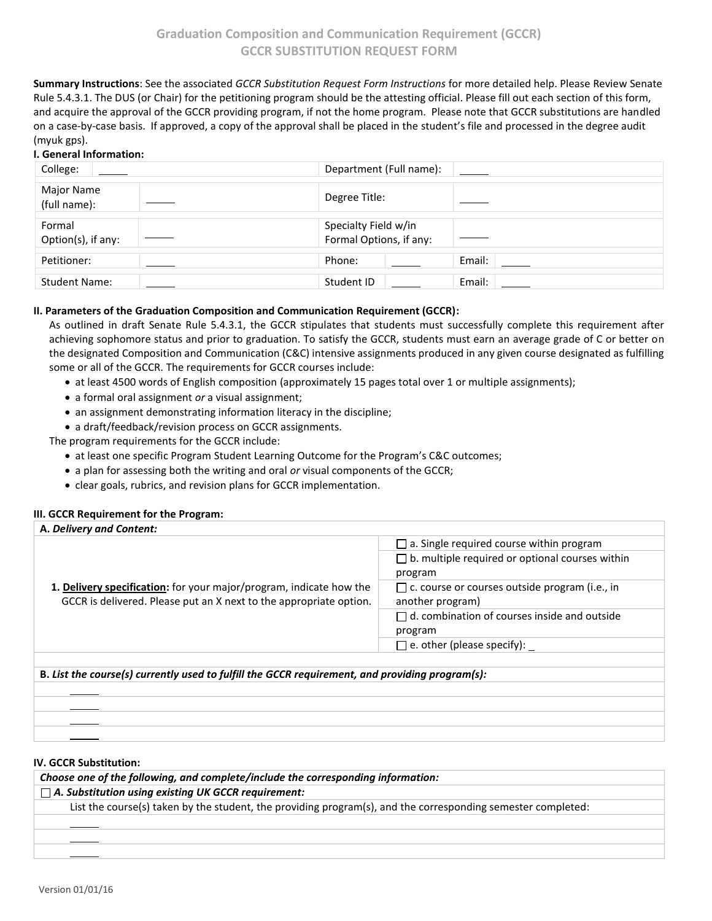# Graduation Composition and Communication Requirement (GCCR)
## GCCR SUBSTITUTION REQUEST FORM

**Summary Instructions**: See the associated *GCCR Substitution Request Form Instructions* for more detailed help. Please Review Senate Rule 5.4.3.1. The DUS (or Chair) for the petitioning program should be the attesting official. Please fill out each section of this form, and acquire the approval of the GCCR providing program, if not the home program. Please note that GCCR substitutions are handled on a case-by-case basis. If approved, a copy of the approval shall be placed in the student's file and processed in the degree audit (myuk gps).

**I. General Information:**

| | | | | | |
|---|---|---|---|---|---|
| College: | _____ | Department (Full name): | _____ | | |
| Major Name (full name): | _____ | Degree Title: | _____ | | |
| Formal Option(s), if any: | _____ | Specialty Field w/in Formal Options, if any: | _____ | | |
| Petitioner: | _____ | Phone: | _____ | Email: | _____ |
| Student Name: | _____ | Student ID | _____ | Email: | _____ |

**II. Parameters of the Graduation Composition and Communication Requirement (GCCR):**

As outlined in draft Senate Rule 5.4.3.1, the GCCR stipulates that students must successfully complete this requirement after achieving sophomore status and prior to graduation. To satisfy the GCCR, students must earn an average grade of C or better on the designated Composition and Communication (C&C) intensive assignments produced in any given course designated as fulfilling some or all of the GCCR. The requirements for GCCR courses include:

- at least 4500 words of English composition (approximately 15 pages total over 1 or multiple assignments);
- a formal oral assignment *or* a visual assignment;
- an assignment demonstrating information literacy in the discipline;
- a draft/feedback/revision process on GCCR assignments.

The program requirements for the GCCR include:

- at least one specific Program Student Learning Outcome for the Program's C&C outcomes;
- a plan for assessing both the writing and oral *or* visual components of the GCCR;
- clear goals, rubrics, and revision plans for GCCR implementation.

**III. GCCR Requirement for the Program:**

| **A.** ***Delivery and Content:*** | |
|---|---|
| **1. Delivery specification:** for your major/program, indicate how the GCCR is delivered. Please put an X next to the appropriate option. | ☐ a. Single required course within program |
| | ☐ b. multiple required or optional courses within program |
| | ☐ c. course or courses outside program (i.e., in another program) |
| | ☐ d. combination of courses inside and outside program |
| | ☐ e. other (please specify): _ |

| **B.** ***List the course(s) currently used to fulfill the GCCR requirement, and providing program(s):*** |
|---|
| _____ |
| _____ |
| _____ |
| _____ |

**IV. GCCR Substitution:**

| ***Choose one of the following, and complete/include the corresponding information:*** |
|---|
| ☐ ***A. Substitution using existing UK GCCR requirement:*** |
| List the course(s) taken by the student, the providing program(s), and the corresponding semester completed: |
| _____ |
| _____ |
| _____ |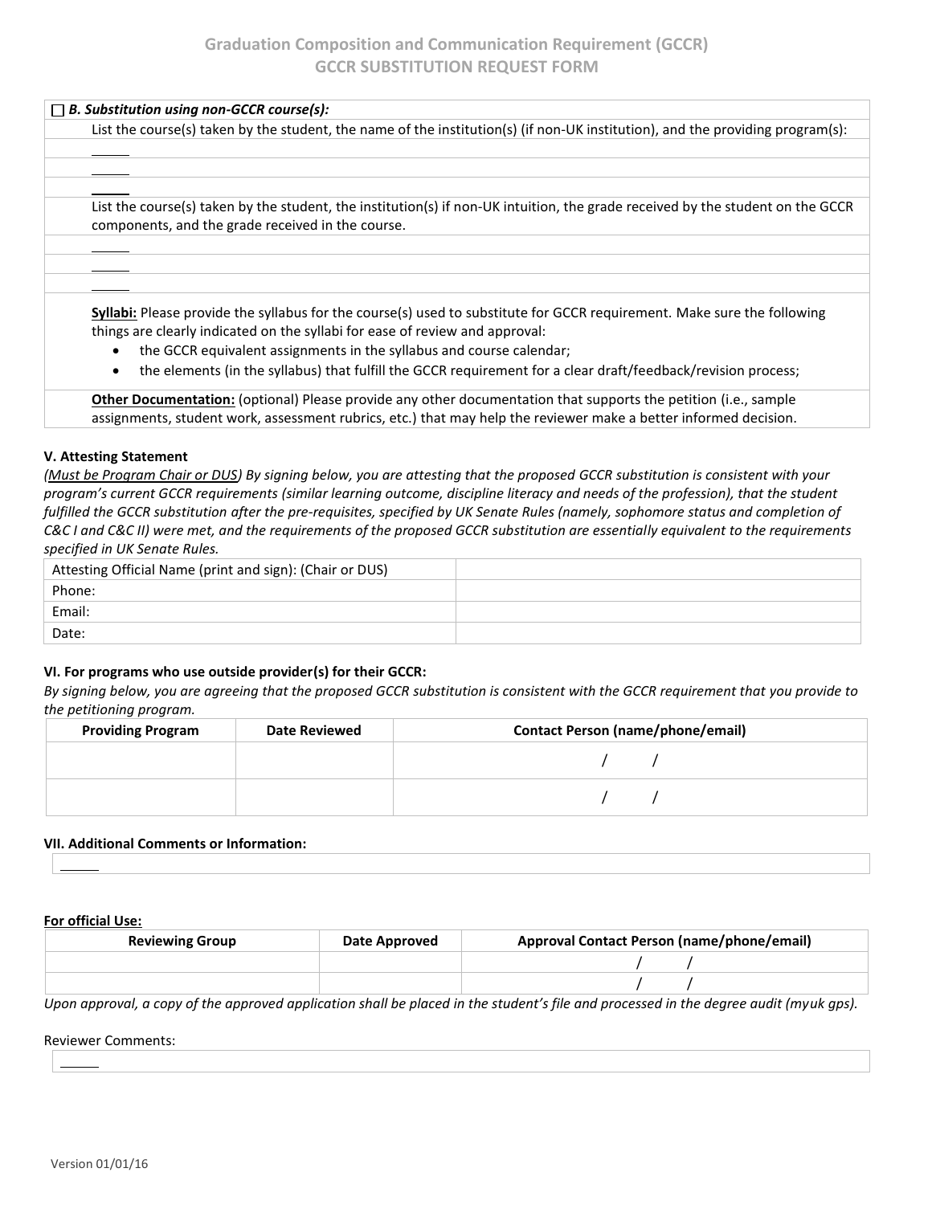## Graduation Composition and Communication Requirement (GCCR)
## GCCR SUBSTITUTION REQUEST FORM

☐ ***B. Substitution using non-GCCR course(s):***

List the course(s) taken by the student, the name of the institution(s) (if non-UK institution), and the providing program(s):

List the course(s) taken by the student, the institution(s) if non-UK intuition, the grade received by the student on the GCCR components, and the grade received in the course.

**Syllabi:** Please provide the syllabus for the course(s) used to substitute for GCCR requirement. Make sure the following things are clearly indicated on the syllabi for ease of review and approval:

- the GCCR equivalent assignments in the syllabus and course calendar;
- the elements (in the syllabus) that fulfill the GCCR requirement for a clear draft/feedback/revision process;

**Other Documentation:** (optional) Please provide any other documentation that supports the petition (i.e., sample assignments, student work, assessment rubrics, etc.) that may help the reviewer make a better informed decision.

### V. Attesting Statement

*(Must be Program Chair or DUS) By signing below, you are attesting that the proposed GCCR substitution is consistent with your program's current GCCR requirements (similar learning outcome, discipline literacy and needs of the profession), that the student fulfilled the GCCR substitution after the pre-requisites, specified by UK Senate Rules (namely, sophomore status and completion of C&C I and C&C II) were met, and the requirements of the proposed GCCR substitution are essentially equivalent to the requirements specified in UK Senate Rules.*

| | |
|---|---|
| Attesting Official Name (print and sign): (Chair or DUS) | |
| Phone: | |
| Email: | |
| Date: | |

### VI. For programs who use outside provider(s) for their GCCR:

*By signing below, you are agreeing that the proposed GCCR substitution is consistent with the GCCR requirement that you provide to the petitioning program.*

| Providing Program | Date Reviewed | Contact Person (name/phone/email) |
|---|---|---|
| | | / / |
| | | / / |

### VII. Additional Comments or Information:

**For official Use:**

| Reviewing Group | Date Approved | Approval Contact Person (name/phone/email) |
|---|---|---|
| | | / / |
| | | / / |

*Upon approval, a copy of the approved application shall be placed in the student's file and processed in the degree audit (myuk gps).*

Reviewer Comments:

Version 01/01/16